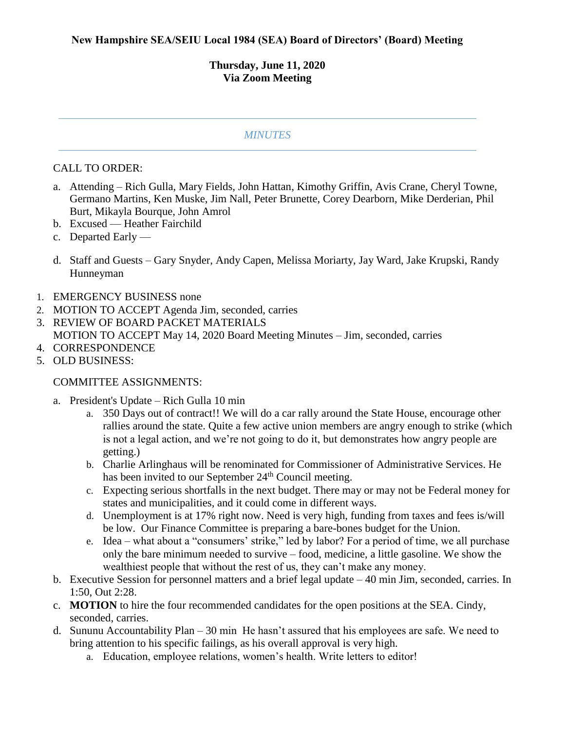**New Hampshire SEA/SEIU Local 1984 (SEA) Board of Directors' (Board) Meeting**

**Thursday, June 11, 2020**
**Via Zoom Meeting**

---

*MINUTES*

---

CALL TO ORDER:

a. Attending – Rich Gulla, Mary Fields, John Hattan, Kimothy Griffin, Avis Crane, Cheryl Towne, Germano Martins, Ken Muske, Jim Nall, Peter Brunette, Corey Dearborn, Mike Derderian, Phil Burt, Mikayla Bourque, John Amrol
b. Excused — Heather Fairchild
c. Departed Early —

d. Staff and Guests – Gary Snyder, Andy Capen, Melissa Moriarty, Jay Ward, Jake Krupski, Randy Hunneyman

1. EMERGENCY BUSINESS none
2. MOTION TO ACCEPT Agenda Jim, seconded, carries
3. REVIEW OF BOARD PACKET MATERIALS
   MOTION TO ACCEPT May 14, 2020 Board Meeting Minutes – Jim, seconded, carries
4. CORRESPONDENCE
5. OLD BUSINESS:

COMMITTEE ASSIGNMENTS:

a. President's Update – Rich Gulla 10 min
   a. 350 Days out of contract!! We will do a car rally around the State House, encourage other rallies around the state. Quite a few active union members are angry enough to strike (which is not a legal action, and we're not going to do it, but demonstrates how angry people are getting.)
   b. Charlie Arlinghaus will be renominated for Commissioner of Administrative Services. He has been invited to our September 24th Council meeting.
   c. Expecting serious shortfalls in the next budget. There may or may not be Federal money for states and municipalities, and it could come in different ways.
   d. Unemployment is at 17% right now. Need is very high, funding from taxes and fees is/will be low. Our Finance Committee is preparing a bare-bones budget for the Union.
   e. Idea – what about a "consumers' strike," led by labor? For a period of time, we all purchase only the bare minimum needed to survive – food, medicine, a little gasoline. We show the wealthiest people that without the rest of us, they can't make any money.
b. Executive Session for personnel matters and a brief legal update – 40 min Jim, seconded, carries. In 1:50, Out 2:28.
c. **MOTION** to hire the four recommended candidates for the open positions at the SEA. Cindy, seconded, carries.
d. Sununu Accountability Plan – 30 min He hasn't assured that his employees are safe. We need to bring attention to his specific failings, as his overall approval is very high.
   a. Education, employee relations, women's health. Write letters to editor!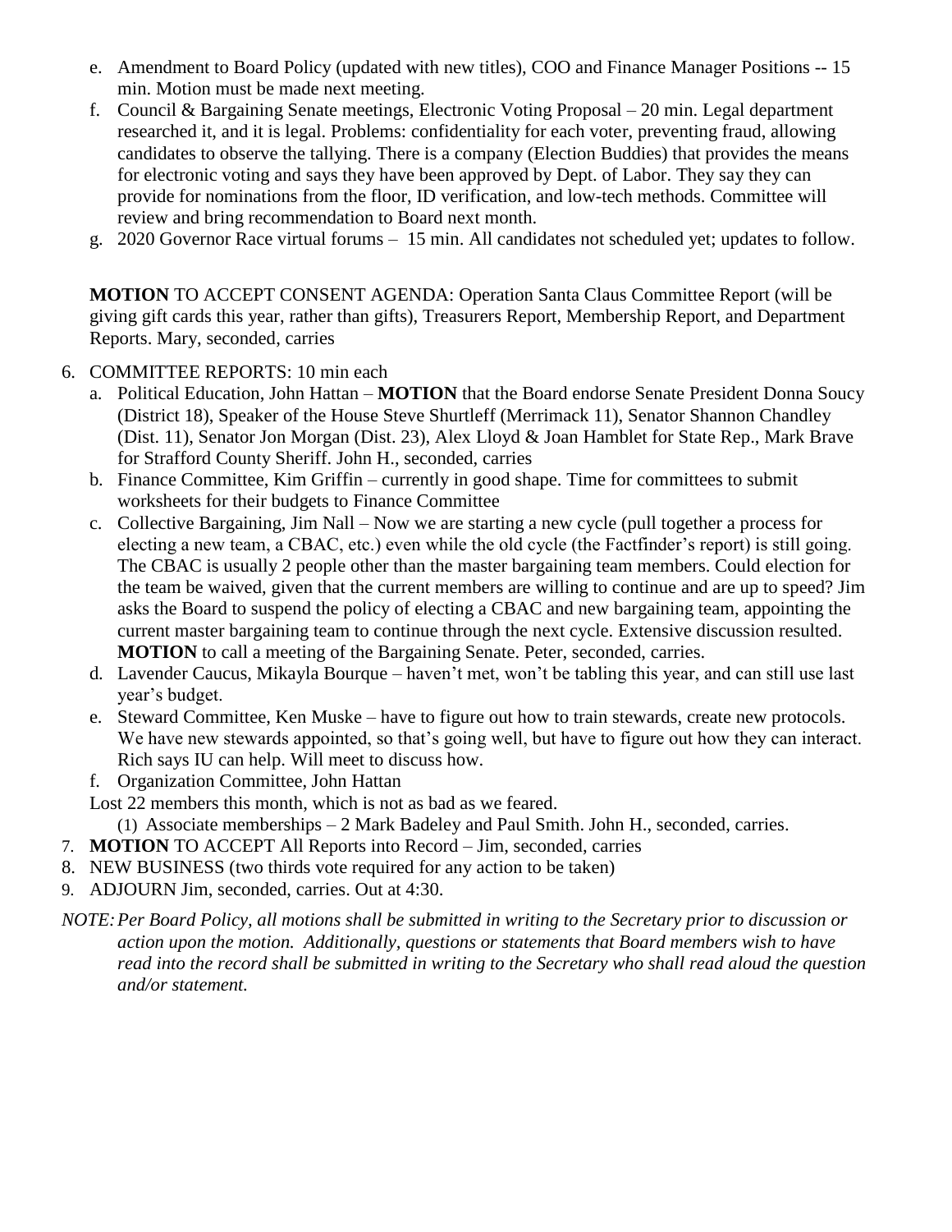e. Amendment to Board Policy (updated with new titles), COO and Finance Manager Positions -- 15 min. Motion must be made next meeting.
f. Council & Bargaining Senate meetings, Electronic Voting Proposal – 20 min. Legal department researched it, and it is legal. Problems: confidentiality for each voter, preventing fraud, allowing candidates to observe the tallying. There is a company (Election Buddies) that provides the means for electronic voting and says they have been approved by Dept. of Labor. They say they can provide for nominations from the floor, ID verification, and low-tech methods. Committee will review and bring recommendation to Board next month.
g. 2020 Governor Race virtual forums – 15 min. All candidates not scheduled yet; updates to follow.

**MOTION** TO ACCEPT CONSENT AGENDA: Operation Santa Claus Committee Report (will be giving gift cards this year, rather than gifts), Treasurers Report, Membership Report, and Department Reports. Mary, seconded, carries

6. COMMITTEE REPORTS: 10 min each
   a. Political Education, John Hattan – **MOTION** that the Board endorse Senate President Donna Soucy (District 18), Speaker of the House Steve Shurtleff (Merrimack 11), Senator Shannon Chandley (Dist. 11), Senator Jon Morgan (Dist. 23), Alex Lloyd & Joan Hamblet for State Rep., Mark Brave for Strafford County Sheriff. John H., seconded, carries
   b. Finance Committee, Kim Griffin – currently in good shape. Time for committees to submit worksheets for their budgets to Finance Committee
   c. Collective Bargaining, Jim Nall – Now we are starting a new cycle (pull together a process for electing a new team, a CBAC, etc.) even while the old cycle (the Factfinder's report) is still going. The CBAC is usually 2 people other than the master bargaining team members. Could election for the team be waived, given that the current members are willing to continue and are up to speed? Jim asks the Board to suspend the policy of electing a CBAC and new bargaining team, appointing the current master bargaining team to continue through the next cycle. Extensive discussion resulted. **MOTION** to call a meeting of the Bargaining Senate. Peter, seconded, carries.
   d. Lavender Caucus, Mikayla Bourque – haven't met, won't be tabling this year, and can still use last year's budget.
   e. Steward Committee, Ken Muske – have to figure out how to train stewards, create new protocols. We have new stewards appointed, so that's going well, but have to figure out how they can interact. Rich says IU can help. Will meet to discuss how.
   f. Organization Committee, John Hattan

   Lost 22 members this month, which is not as bad as we feared.

   (1) Associate memberships – 2 Mark Badeley and Paul Smith. John H., seconded, carries.
7. **MOTION** TO ACCEPT All Reports into Record – Jim, seconded, carries
8. NEW BUSINESS (two thirds vote required for any action to be taken)
9. ADJOURN Jim, seconded, carries. Out at 4:30.

*NOTE: Per Board Policy, all motions shall be submitted in writing to the Secretary prior to discussion or action upon the motion. Additionally, questions or statements that Board members wish to have read into the record shall be submitted in writing to the Secretary who shall read aloud the question and/or statement.*